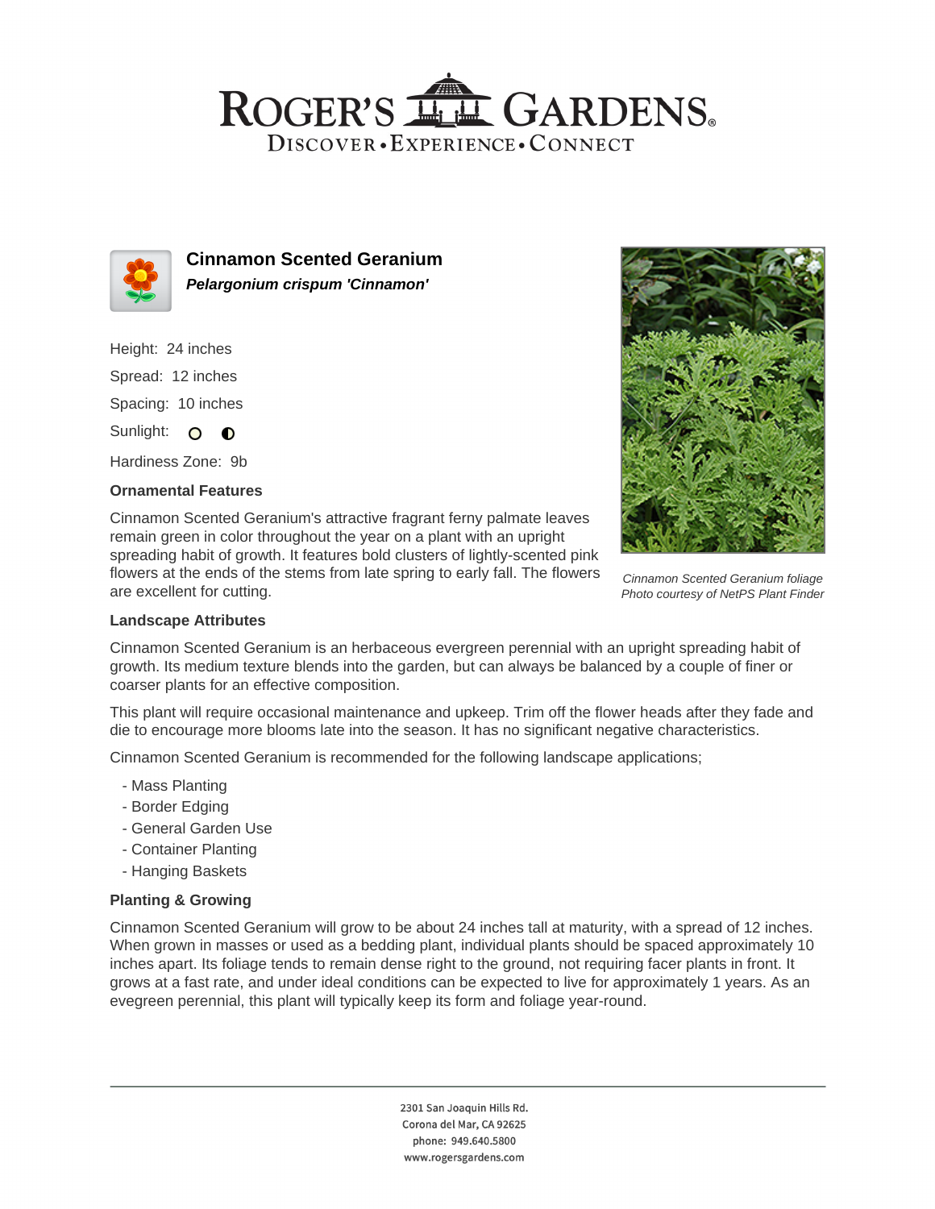# ROGER'S GARDENS

DISCOVER • EXPERIENCE • CONNECT

## Cinnamon Scented Geranium

***Pelargonium crispum 'Cinnamon'***

Height: 24 inches

Spread: 12 inches

Spacing: 10 inches

Sunlight: ○ ◐

Hardiness Zone: 9b

### Ornamental Features

Cinnamon Scented Geranium's attractive fragrant ferny palmate leaves remain green in color throughout the year on a plant with an upright spreading habit of growth. It features bold clusters of lightly-scented pink flowers at the ends of the stems from late spring to early fall. The flowers are excellent for cutting.

*Cinnamon Scented Geranium foliage*
*Photo courtesy of NetPS Plant Finder*

### Landscape Attributes

Cinnamon Scented Geranium is an herbaceous evergreen perennial with an upright spreading habit of growth. Its medium texture blends into the garden, but can always be balanced by a couple of finer or coarser plants for an effective composition.

This plant will require occasional maintenance and upkeep. Trim off the flower heads after they fade and die to encourage more blooms late into the season. It has no significant negative characteristics.

Cinnamon Scented Geranium is recommended for the following landscape applications;

- Mass Planting
- Border Edging
- General Garden Use
- Container Planting
- Hanging Baskets

### Planting & Growing

Cinnamon Scented Geranium will grow to be about 24 inches tall at maturity, with a spread of 12 inches. When grown in masses or used as a bedding plant, individual plants should be spaced approximately 10 inches apart. Its foliage tends to remain dense right to the ground, not requiring facer plants in front. It grows at a fast rate, and under ideal conditions can be expected to live for approximately 1 years. As an evegreen perennial, this plant will typically keep its form and foliage year-round.

2301 San Joaquin Hills Rd.
Corona del Mar, CA 92625
phone: 949.640.5800
www.rogersgardens.com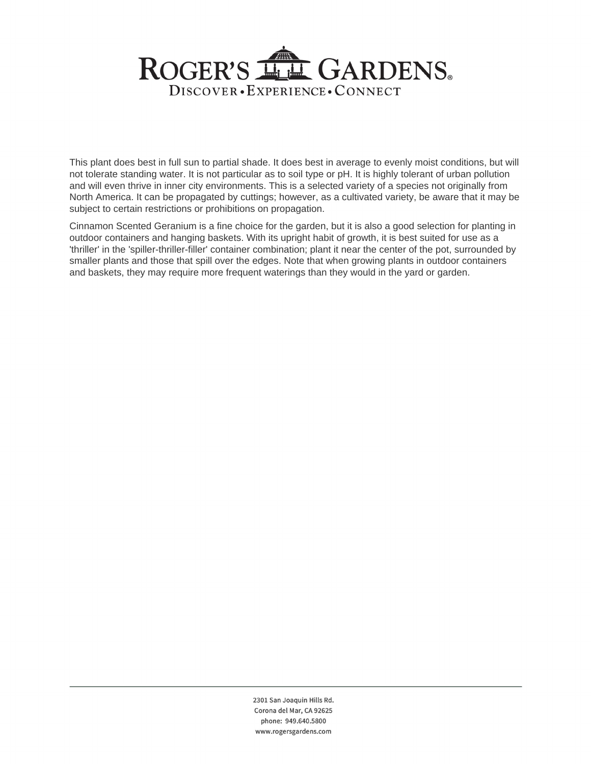This plant does best in full sun to partial shade. It does best in average to evenly moist conditions, but will not tolerate standing water. It is not particular as to soil type or pH. It is highly tolerant of urban pollution and will even thrive in inner city environments. This is a selected variety of a species not originally from North America. It can be propagated by cuttings; however, as a cultivated variety, be aware that it may be subject to certain restrictions or prohibitions on propagation.

Cinnamon Scented Geranium is a fine choice for the garden, but it is also a good selection for planting in outdoor containers and hanging baskets. With its upright habit of growth, it is best suited for use as a 'thriller' in the 'spiller-thriller-filler' container combination; plant it near the center of the pot, surrounded by smaller plants and those that spill over the edges. Note that when growing plants in outdoor containers and baskets, they may require more frequent waterings than they would in the yard or garden.